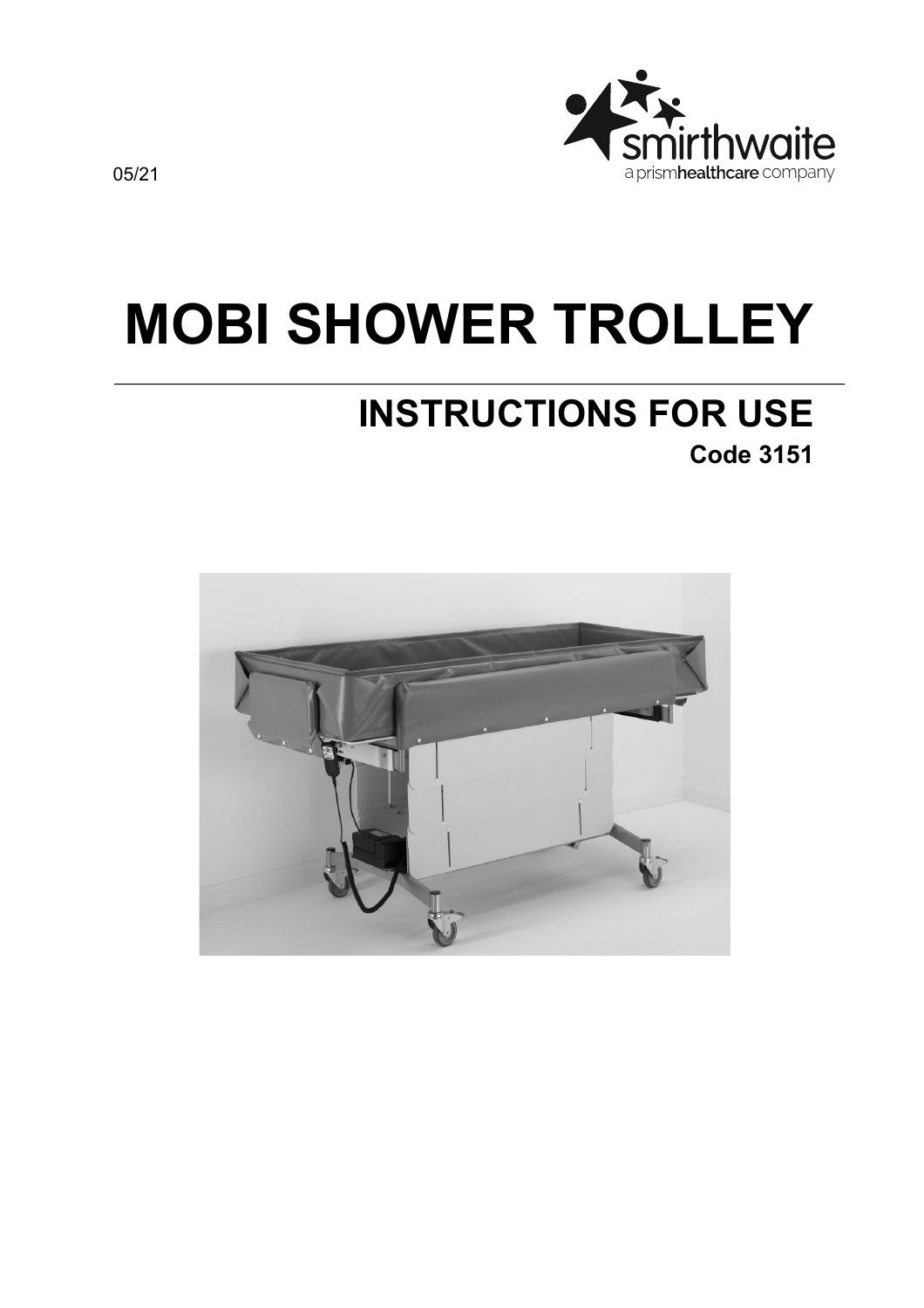05/21

smirthwaite
a prismhealthcare company

# MOBI SHOWER TROLLEY

## INSTRUCTIONS FOR USE

**Code 3151**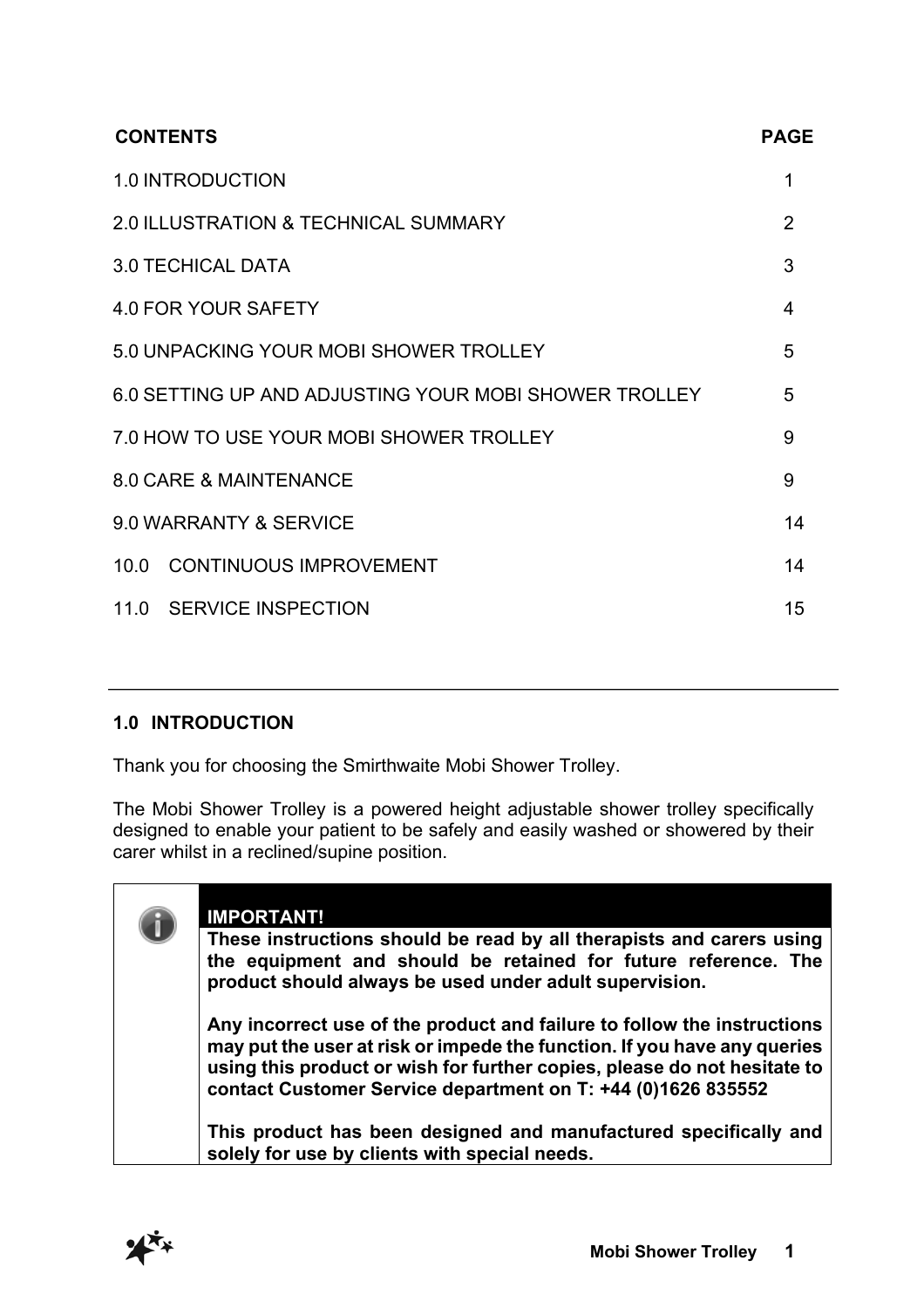| CONTENTS | PAGE |
| --- | --- |
| 1.0 INTRODUCTION | 1 |
| 2.0 ILLUSTRATION & TECHNICAL SUMMARY | 2 |
| 3.0 TECHICAL DATA | 3 |
| 4.0 FOR YOUR SAFETY | 4 |
| 5.0 UNPACKING YOUR MOBI SHOWER TROLLEY | 5 |
| 6.0 SETTING UP AND ADJUSTING YOUR MOBI SHOWER TROLLEY | 5 |
| 7.0 HOW TO USE YOUR MOBI SHOWER TROLLEY | 9 |
| 8.0 CARE & MAINTENANCE | 9 |
| 9.0 WARRANTY & SERVICE | 14 |
| 10.0 CONTINUOUS IMPROVEMENT | 14 |
| 11.0 SERVICE INSPECTION | 15 |

---

## 1.0 INTRODUCTION

Thank you for choosing the Smirthwaite Mobi Shower Trolley.

The Mobi Shower Trolley is a powered height adjustable shower trolley specifically designed to enable your patient to be safely and easily washed or showered by their carer whilst in a reclined/supine position.

> **IMPORTANT!**
>
> **These instructions should be read by all therapists and carers using the equipment and should be retained for future reference. The product should always be used under adult supervision.**
>
> **Any incorrect use of the product and failure to follow the instructions may put the user at risk or impede the function. If you have any queries using this product or wish for further copies, please do not hesitate to contact Customer Service department on T: +44 (0)1626 835552**
>
> **This product has been designed and manufactured specifically and solely for use by clients with special needs.**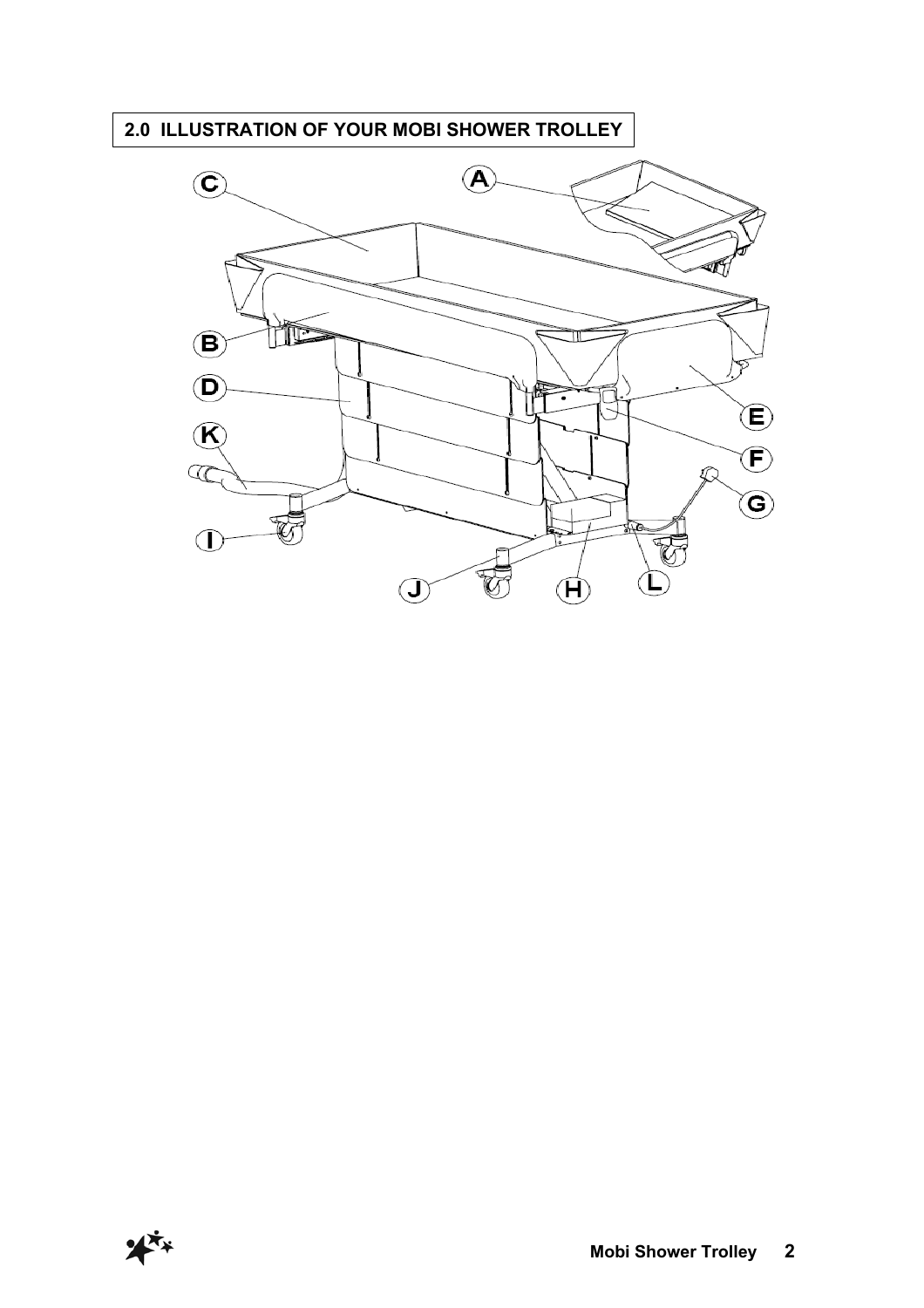## 2.0 ILLUSTRATION OF YOUR MOBI SHOWER TROLLEY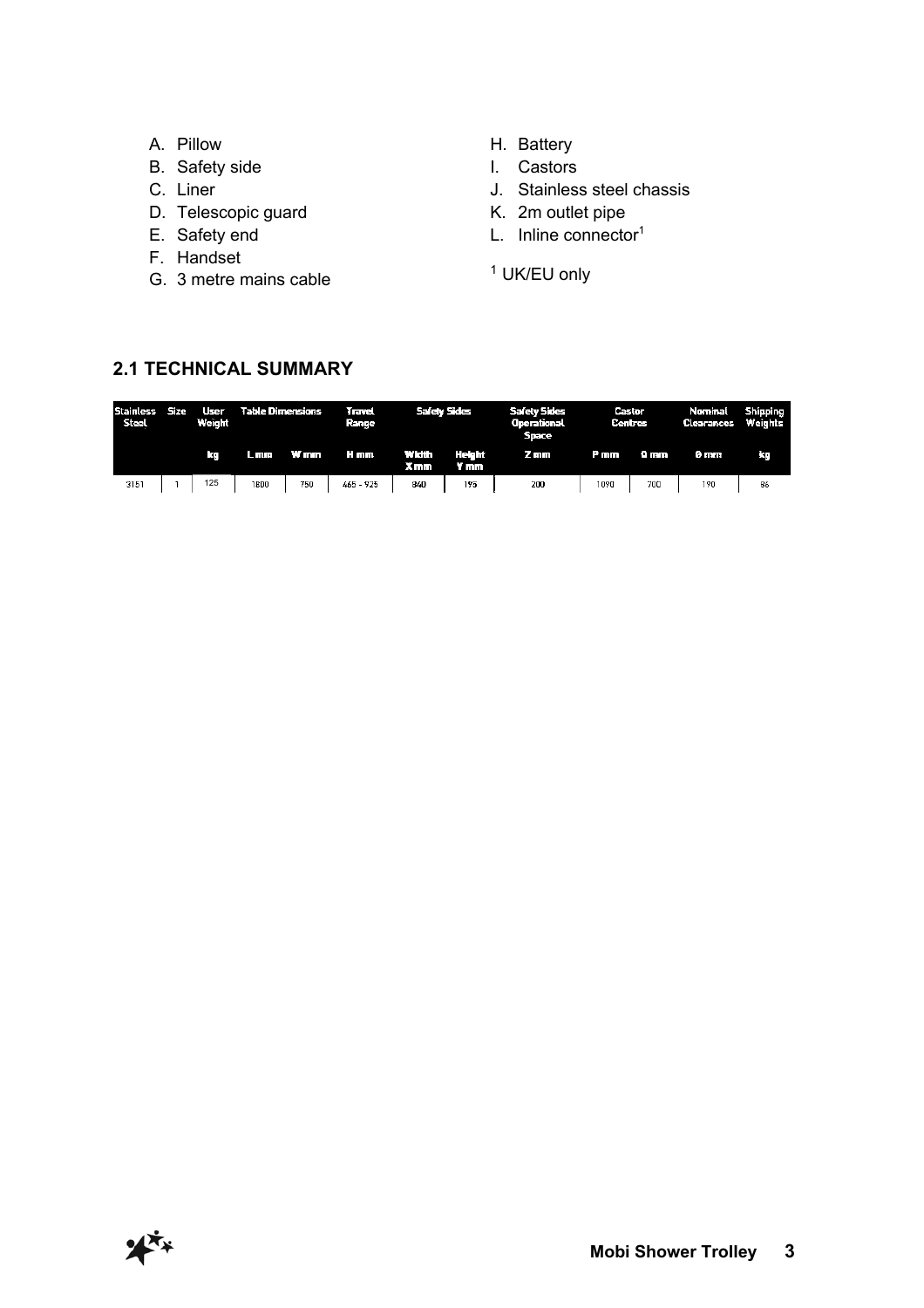A. Pillow
B. Safety side
C. Liner
D. Telescopic guard
E. Safety end
F. Handset
G. 3 metre mains cable
H. Battery
I. Castors
J. Stainless steel chassis
K. 2m outlet pipe
L. Inline connector[1]

[1] UK/EU only

## 2.1 TECHNICAL SUMMARY

| Stainless Steel | Size | User Weight | Table Dimensions | | Travel Range | Safety Sides | | Safety Sides Operational Space | Castor Centres | | Nominal Clearances | Shipping Weights |
|---|---|---|---|---|---|---|---|---|---|---|---|---|
| | | kg | L mm | W mm | H mm | Width X mm | Height Y mm | Z mm | P mm | Q mm | Ø mm | kg |
| 3151 | 1 | 125 | 1800 | 750 | 465 - 925 | 840 | 195 | 200 | 1090 | 700 | 190 | 86 |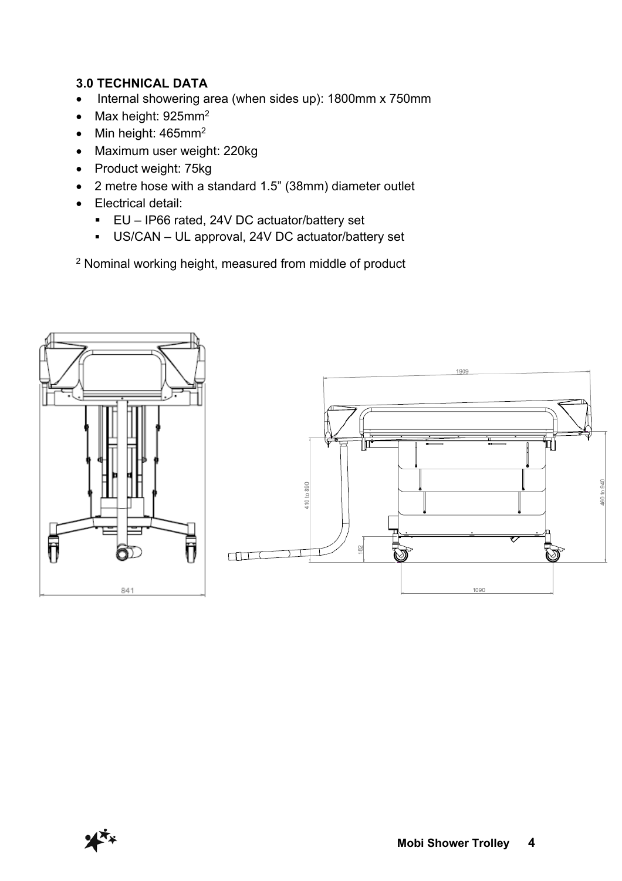### 3.0 TECHNICAL DATA

- Internal showering area (when sides up): 1800mm x 750mm
- Max height: 925mm[2]
- Min height: 465mm[2]
- Maximum user weight: 220kg
- Product weight: 75kg
- 2 metre hose with a standard 1.5" (38mm) diameter outlet
- Electrical detail:
  - EU – IP66 rated, 24V DC actuator/battery set
  - US/CAN – UL approval, 24V DC actuator/battery set

[2] Nominal working height, measured from middle of product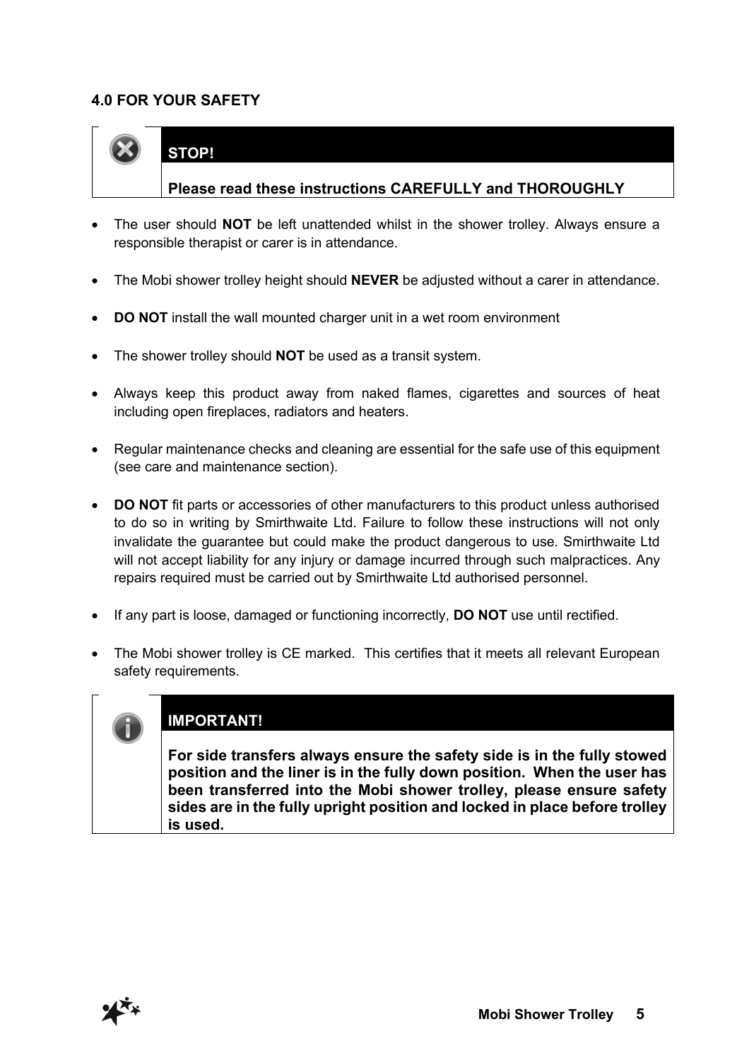## 4.0 FOR YOUR SAFETY

> **STOP!**
>
> **Please read these instructions CAREFULLY and THOROUGHLY**

- The user should **NOT** be left unattended whilst in the shower trolley. Always ensure a responsible therapist or carer is in attendance.
- The Mobi shower trolley height should **NEVER** be adjusted without a carer in attendance.
- **DO NOT** install the wall mounted charger unit in a wet room environment
- The shower trolley should **NOT** be used as a transit system.
- Always keep this product away from naked flames, cigarettes and sources of heat including open fireplaces, radiators and heaters.
- Regular maintenance checks and cleaning are essential for the safe use of this equipment (see care and maintenance section).
- **DO NOT** fit parts or accessories of other manufacturers to this product unless authorised to do so in writing by Smirthwaite Ltd. Failure to follow these instructions will not only invalidate the guarantee but could make the product dangerous to use. Smirthwaite Ltd will not accept liability for any injury or damage incurred through such malpractices. Any repairs required must be carried out by Smirthwaite Ltd authorised personnel.
- If any part is loose, damaged or functioning incorrectly, **DO NOT** use until rectified.
- The Mobi shower trolley is CE marked. This certifies that it meets all relevant European safety requirements.

> **IMPORTANT!**
>
> **For side transfers always ensure the safety side is in the fully stowed position and the liner is in the fully down position. When the user has been transferred into the Mobi shower trolley, please ensure safety sides are in the fully upright position and locked in place before trolley is used.**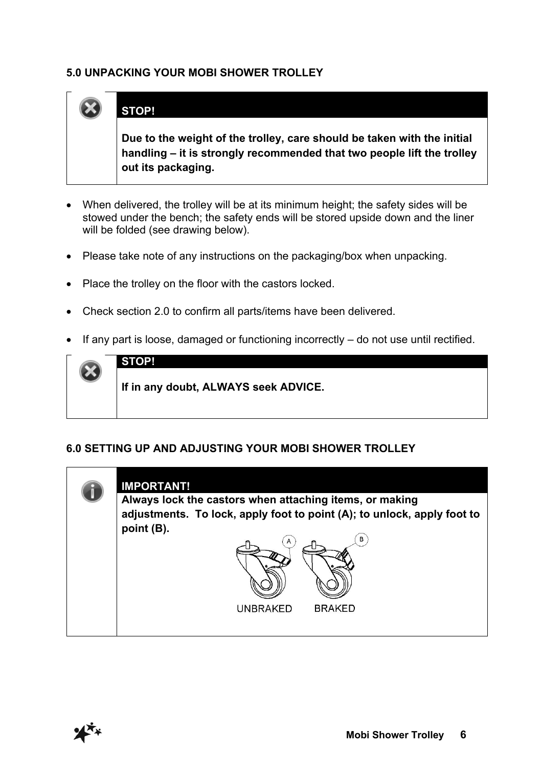## 5.0 UNPACKING YOUR MOBI SHOWER TROLLEY

> **STOP!**
>
> **Due to the weight of the trolley, care should be taken with the initial handling – it is strongly recommended that two people lift the trolley out its packaging.**

- When delivered, the trolley will be at its minimum height; the safety sides will be stowed under the bench; the safety ends will be stored upside down and the liner will be folded (see drawing below).
- Please take note of any instructions on the packaging/box when unpacking.
- Place the trolley on the floor with the castors locked.
- Check section 2.0 to confirm all parts/items have been delivered.
- If any part is loose, damaged or functioning incorrectly – do not use until rectified.

> **STOP!**
>
> **If in any doubt, ALWAYS seek ADVICE.**

## 6.0 SETTING UP AND ADJUSTING YOUR MOBI SHOWER TROLLEY

> **IMPORTANT!**
>
> **Always lock the castors when attaching items, or making adjustments. To lock, apply foot to point (A); to unlock, apply foot to point (B).**
>
> A B
>
> UNBRAKED BRAKED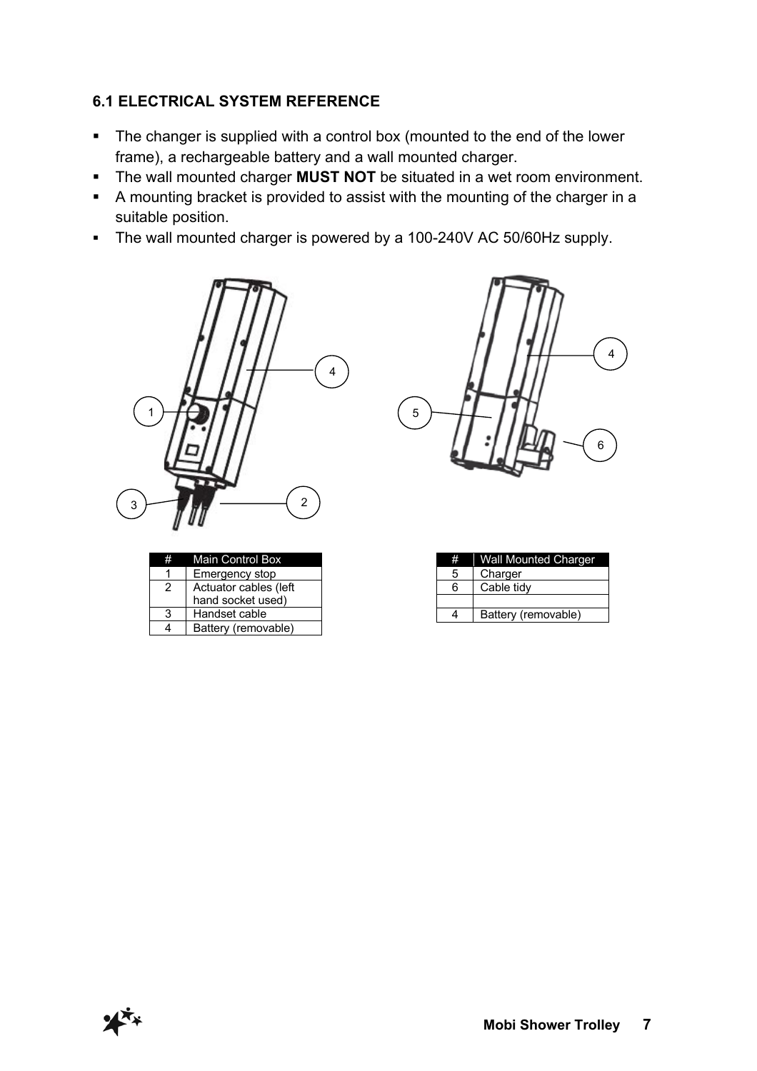### 6.1 ELECTRICAL SYSTEM REFERENCE

- The changer is supplied with a control box (mounted to the end of the lower frame), a rechargeable battery and a wall mounted charger.
- The wall mounted charger **MUST NOT** be situated in a wet room environment.
- A mounting bracket is provided to assist with the mounting of the charger in a suitable position.
- The wall mounted charger is powered by a 100-240V AC 50/60Hz supply.

| # | Main Control Box |
|---|---|
| 1 | Emergency stop |
| 2 | Actuator cables (left hand socket used) |
| 3 | Handset cable |
| 4 | Battery (removable) |

| # | Wall Mounted Charger |
|---|---|
| 5 | Charger |
| 6 | Cable tidy |
| | |
| 4 | Battery (removable) |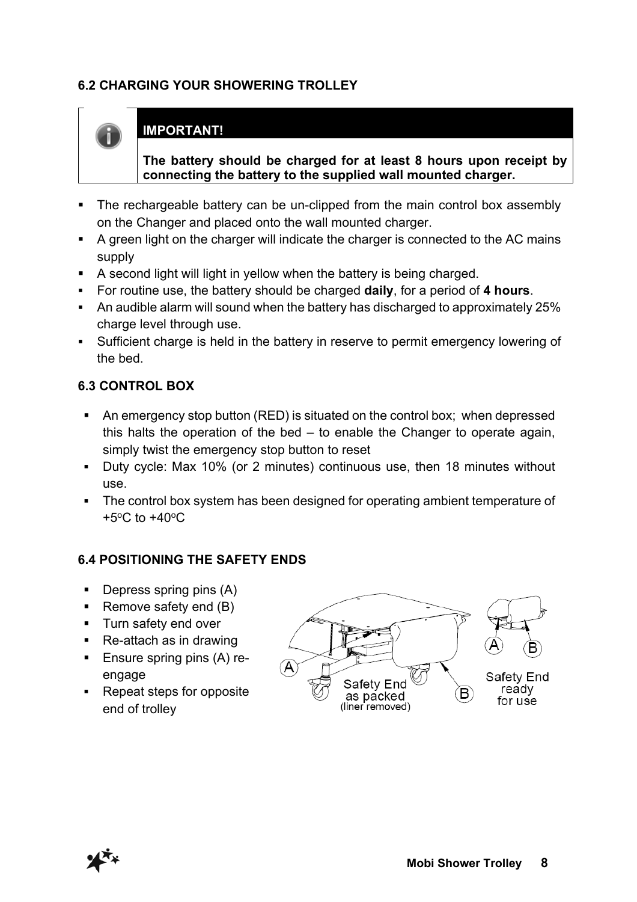### 6.2 CHARGING YOUR SHOWERING TROLLEY

**IMPORTANT!**

**The battery should be charged for at least 8 hours upon receipt by connecting the battery to the supplied wall mounted charger.**

- The rechargeable battery can be un-clipped from the main control box assembly on the Changer and placed onto the wall mounted charger.
- A green light on the charger will indicate the charger is connected to the AC mains supply
- A second light will light in yellow when the battery is being charged.
- For routine use, the battery should be charged **daily**, for a period of **4 hours**.
- An audible alarm will sound when the battery has discharged to approximately 25% charge level through use.
- Sufficient charge is held in the battery in reserve to permit emergency lowering of the bed.

### 6.3 CONTROL BOX

- An emergency stop button (RED) is situated on the control box; when depressed this halts the operation of the bed – to enable the Changer to operate again, simply twist the emergency stop button to reset
- Duty cycle: Max 10% (or 2 minutes) continuous use, then 18 minutes without use.
- The control box system has been designed for operating ambient temperature of +5°C to +40°C

### 6.4 POSITIONING THE SAFETY ENDS

- Depress spring pins (A)
- Remove safety end (B)
- Turn safety end over
- Re-attach as in drawing
- Ensure spring pins (A) re-engage
- Repeat steps for opposite end of trolley

Safety End as packed (liner removed)

Safety End ready for use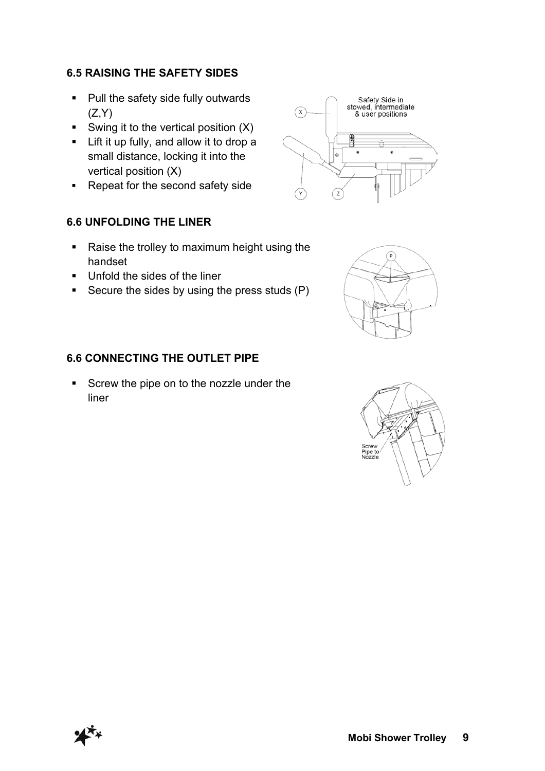### 6.5 RAISING THE SAFETY SIDES

- Pull the safety side fully outwards (Z,Y)
- Swing it to the vertical position (X)
- Lift it up fully, and allow it to drop a small distance, locking it into the vertical position (X)
- Repeat for the second safety side

### 6.6 UNFOLDING THE LINER

- Raise the trolley to maximum height using the handset
- Unfold the sides of the liner
- Secure the sides by using the press studs (P)

### 6.6 CONNECTING THE OUTLET PIPE

- Screw the pipe on to the nozzle under the liner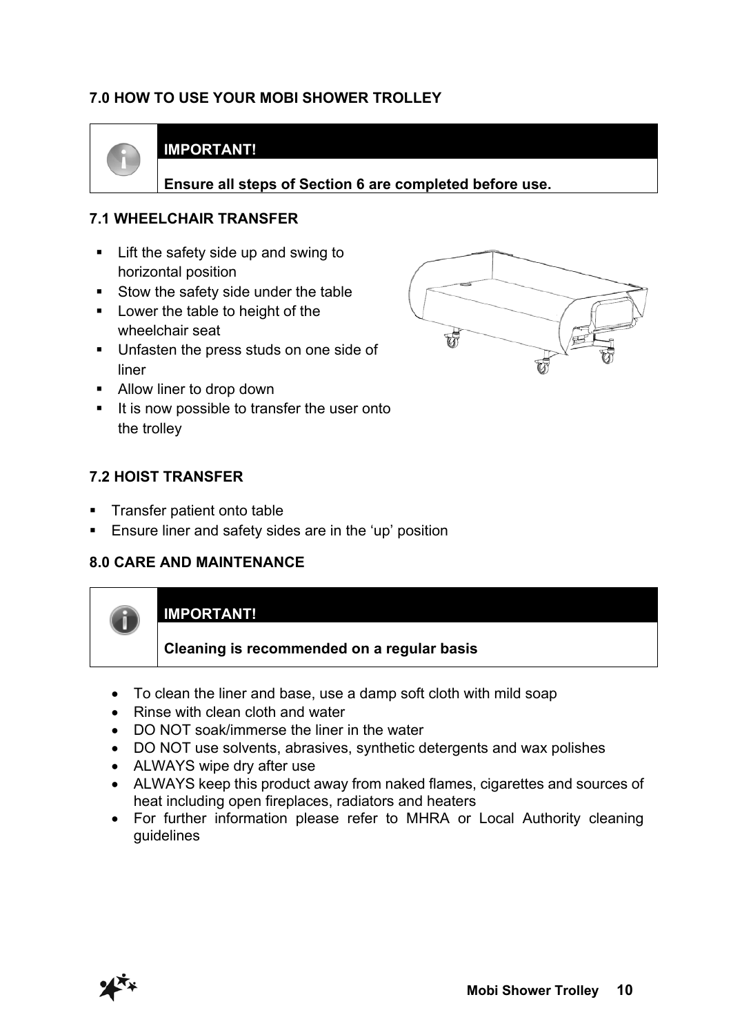## 7.0 HOW TO USE YOUR MOBI SHOWER TROLLEY

> **IMPORTANT!**
>
> **Ensure all steps of Section 6 are completed before use.**

### 7.1 WHEELCHAIR TRANSFER

- Lift the safety side up and swing to horizontal position
- Stow the safety side under the table
- Lower the table to height of the wheelchair seat
- Unfasten the press studs on one side of liner
- Allow liner to drop down
- It is now possible to transfer the user onto the trolley

### 7.2 HOIST TRANSFER

- Transfer patient onto table
- Ensure liner and safety sides are in the 'up' position

## 8.0 CARE AND MAINTENANCE

> **IMPORTANT!**
>
> **Cleaning is recommended on a regular basis**

- To clean the liner and base, use a damp soft cloth with mild soap
- Rinse with clean cloth and water
- DO NOT soak/immerse the liner in the water
- DO NOT use solvents, abrasives, synthetic detergents and wax polishes
- ALWAYS wipe dry after use
- ALWAYS keep this product away from naked flames, cigarettes and sources of heat including open fireplaces, radiators and heaters
- For further information please refer to MHRA or Local Authority cleaning guidelines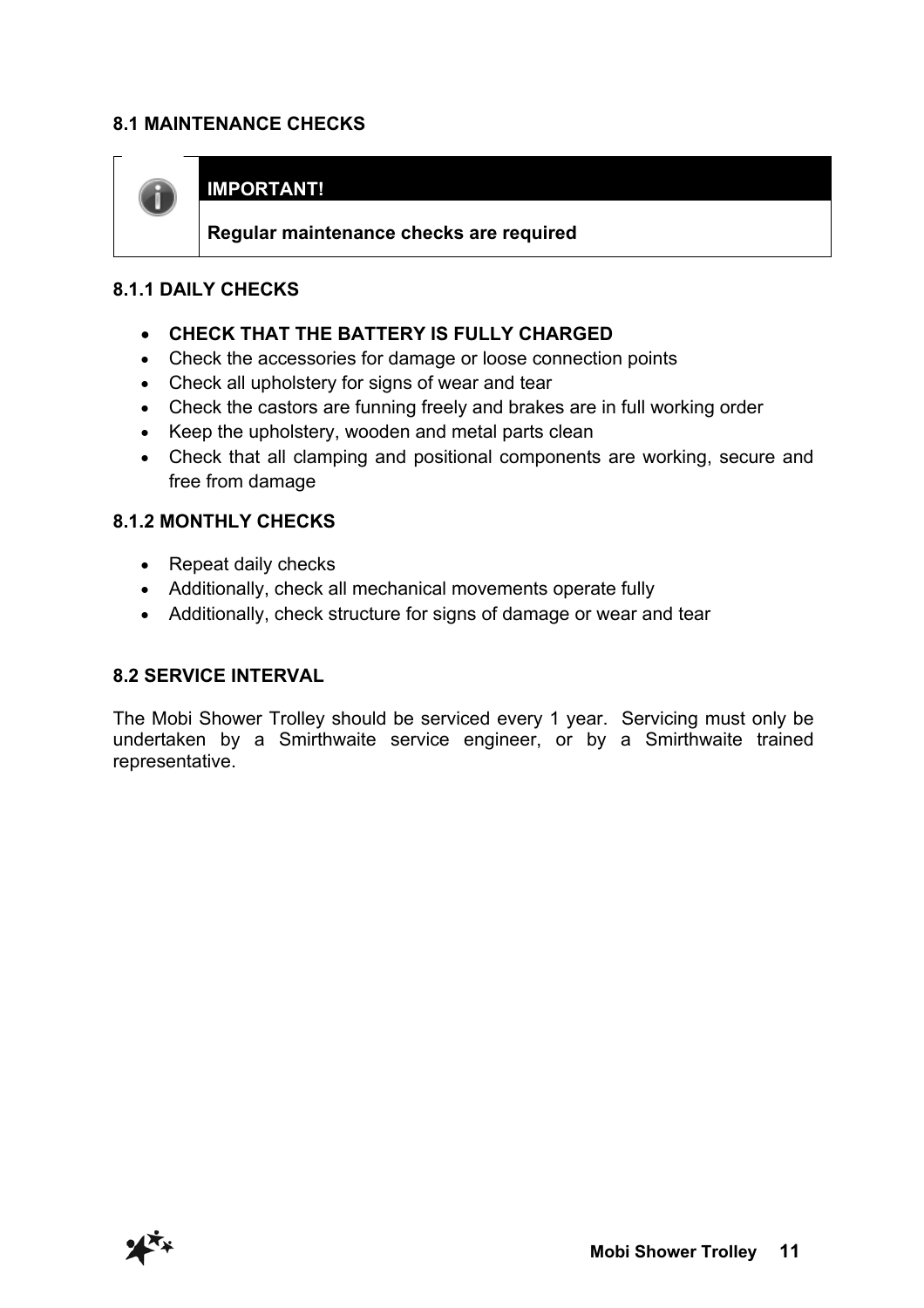## 8.1 MAINTENANCE CHECKS

**IMPORTANT!**

**Regular maintenance checks are required**

### 8.1.1 DAILY CHECKS

- **CHECK THAT THE BATTERY IS FULLY CHARGED**
- Check the accessories for damage or loose connection points
- Check all upholstery for signs of wear and tear
- Check the castors are funning freely and brakes are in full working order
- Keep the upholstery, wooden and metal parts clean
- Check that all clamping and positional components are working, secure and free from damage

### 8.1.2 MONTHLY CHECKS

- Repeat daily checks
- Additionally, check all mechanical movements operate fully
- Additionally, check structure for signs of damage or wear and tear

## 8.2 SERVICE INTERVAL

The Mobi Shower Trolley should be serviced every 1 year. Servicing must only be undertaken by a Smirthwaite service engineer, or by a Smirthwaite trained representative.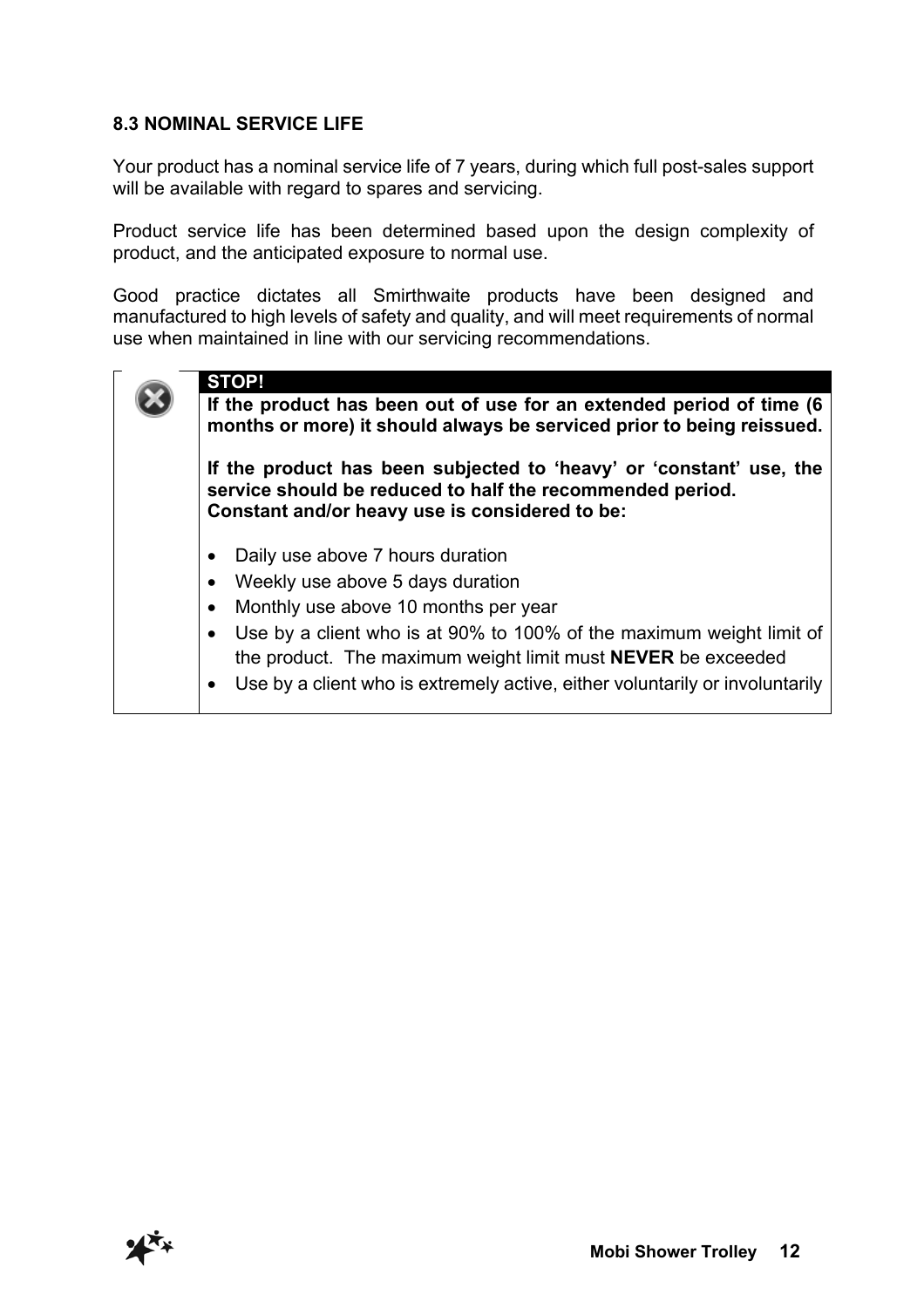### 8.3 NOMINAL SERVICE LIFE

Your product has a nominal service life of 7 years, during which full post-sales support will be available with regard to spares and servicing.

Product service life has been determined based upon the design complexity of product, and the anticipated exposure to normal use.

Good practice dictates all Smirthwaite products have been designed and manufactured to high levels of safety and quality, and will meet requirements of normal use when maintained in line with our servicing recommendations.

**STOP!**

**If the product has been out of use for an extended period of time (6 months or more) it should always be serviced prior to being reissued.**

**If the product has been subjected to 'heavy' or 'constant' use, the service should be reduced to half the recommended period.**
**Constant and/or heavy use is considered to be:**

- Daily use above 7 hours duration
- Weekly use above 5 days duration
- Monthly use above 10 months per year
- Use by a client who is at 90% to 100% of the maximum weight limit of the product. The maximum weight limit must **NEVER** be exceeded
- Use by a client who is extremely active, either voluntarily or involuntarily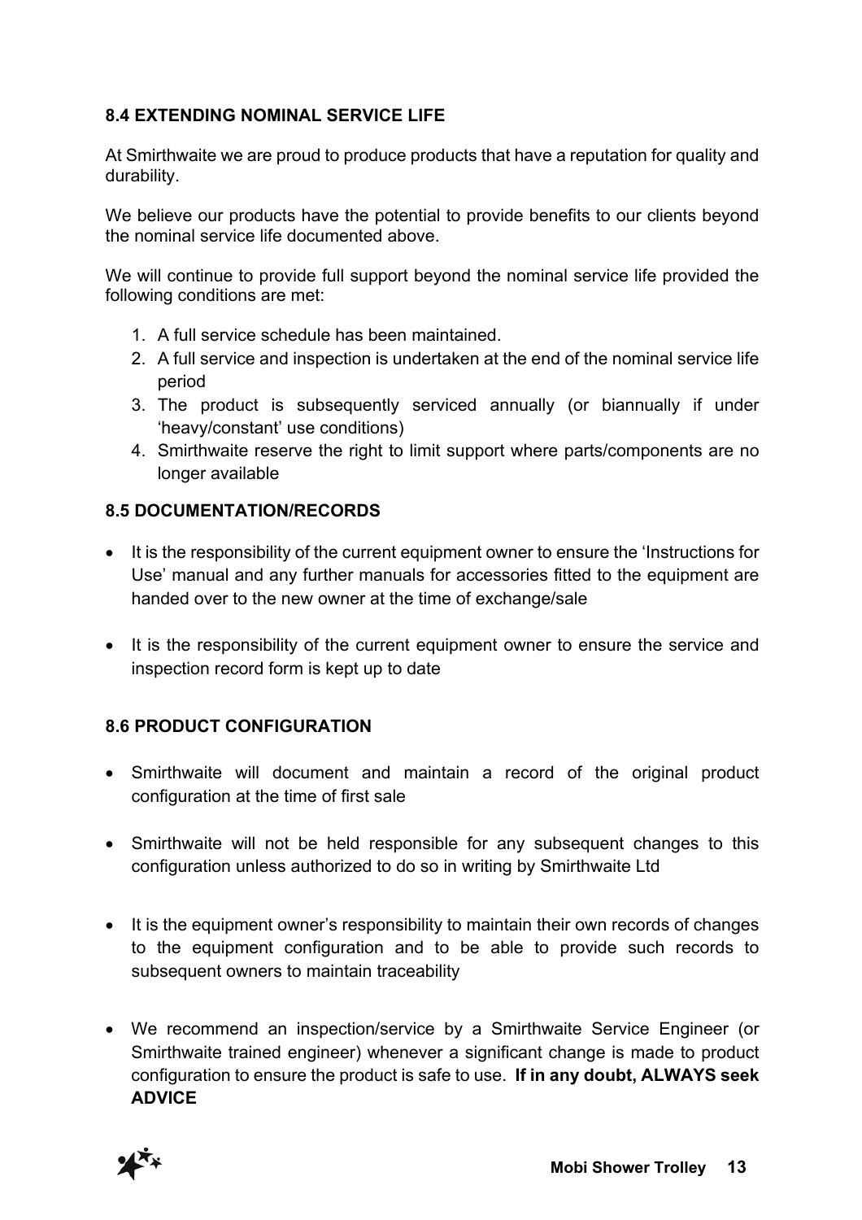### 8.4 EXTENDING NOMINAL SERVICE LIFE

At Smirthwaite we are proud to produce products that have a reputation for quality and durability.

We believe our products have the potential to provide benefits to our clients beyond the nominal service life documented above.

We will continue to provide full support beyond the nominal service life provided the following conditions are met:

1. A full service schedule has been maintained.
2. A full service and inspection is undertaken at the end of the nominal service life period
3. The product is subsequently serviced annually (or biannually if under 'heavy/constant' use conditions)
4. Smirthwaite reserve the right to limit support where parts/components are no longer available

### 8.5 DOCUMENTATION/RECORDS

- It is the responsibility of the current equipment owner to ensure the 'Instructions for Use' manual and any further manuals for accessories fitted to the equipment are handed over to the new owner at the time of exchange/sale
- It is the responsibility of the current equipment owner to ensure the service and inspection record form is kept up to date

### 8.6 PRODUCT CONFIGURATION

- Smirthwaite will document and maintain a record of the original product configuration at the time of first sale
- Smirthwaite will not be held responsible for any subsequent changes to this configuration unless authorized to do so in writing by Smirthwaite Ltd
- It is the equipment owner's responsibility to maintain their own records of changes to the equipment configuration and to be able to provide such records to subsequent owners to maintain traceability
- We recommend an inspection/service by a Smirthwaite Service Engineer (or Smirthwaite trained engineer) whenever a significant change is made to product configuration to ensure the product is safe to use. **If in any doubt, ALWAYS seek ADVICE**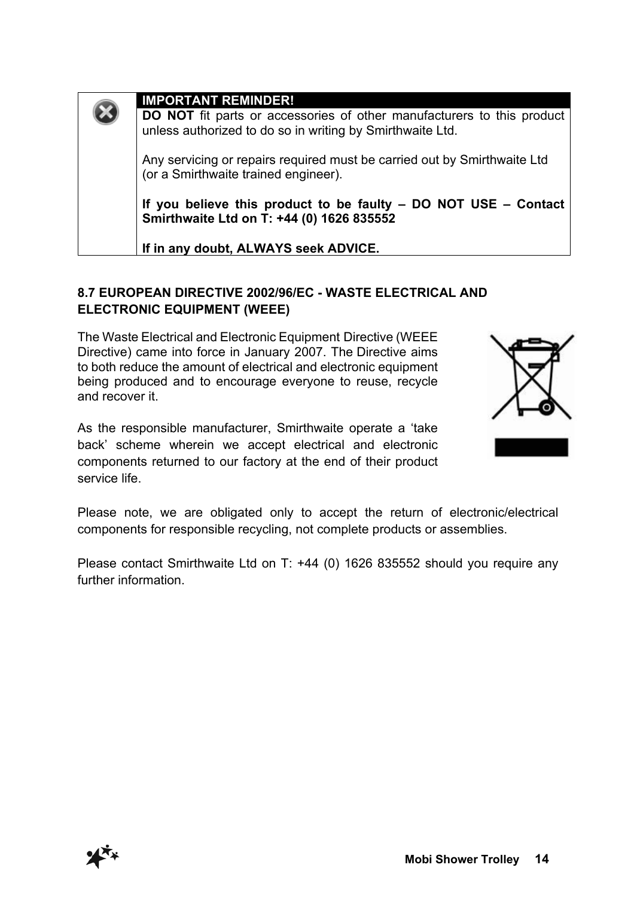**IMPORTANT REMINDER!**

**DO NOT** fit parts or accessories of other manufacturers to this product unless authorized to do so in writing by Smirthwaite Ltd.

Any servicing or repairs required must be carried out by Smirthwaite Ltd (or a Smirthwaite trained engineer).

**If you believe this product to be faulty – DO NOT USE – Contact Smirthwaite Ltd on T: +44 (0) 1626 835552**

**If in any doubt, ALWAYS seek ADVICE.**

### 8.7 EUROPEAN DIRECTIVE 2002/96/EC - WASTE ELECTRICAL AND ELECTRONIC EQUIPMENT (WEEE)

The Waste Electrical and Electronic Equipment Directive (WEEE Directive) came into force in January 2007. The Directive aims to both reduce the amount of electrical and electronic equipment being produced and to encourage everyone to reuse, recycle and recover it.

As the responsible manufacturer, Smirthwaite operate a 'take back' scheme wherein we accept electrical and electronic components returned to our factory at the end of their product service life.

Please note, we are obligated only to accept the return of electronic/electrical components for responsible recycling, not complete products or assemblies.

Please contact Smirthwaite Ltd on T: +44 (0) 1626 835552 should you require any further information.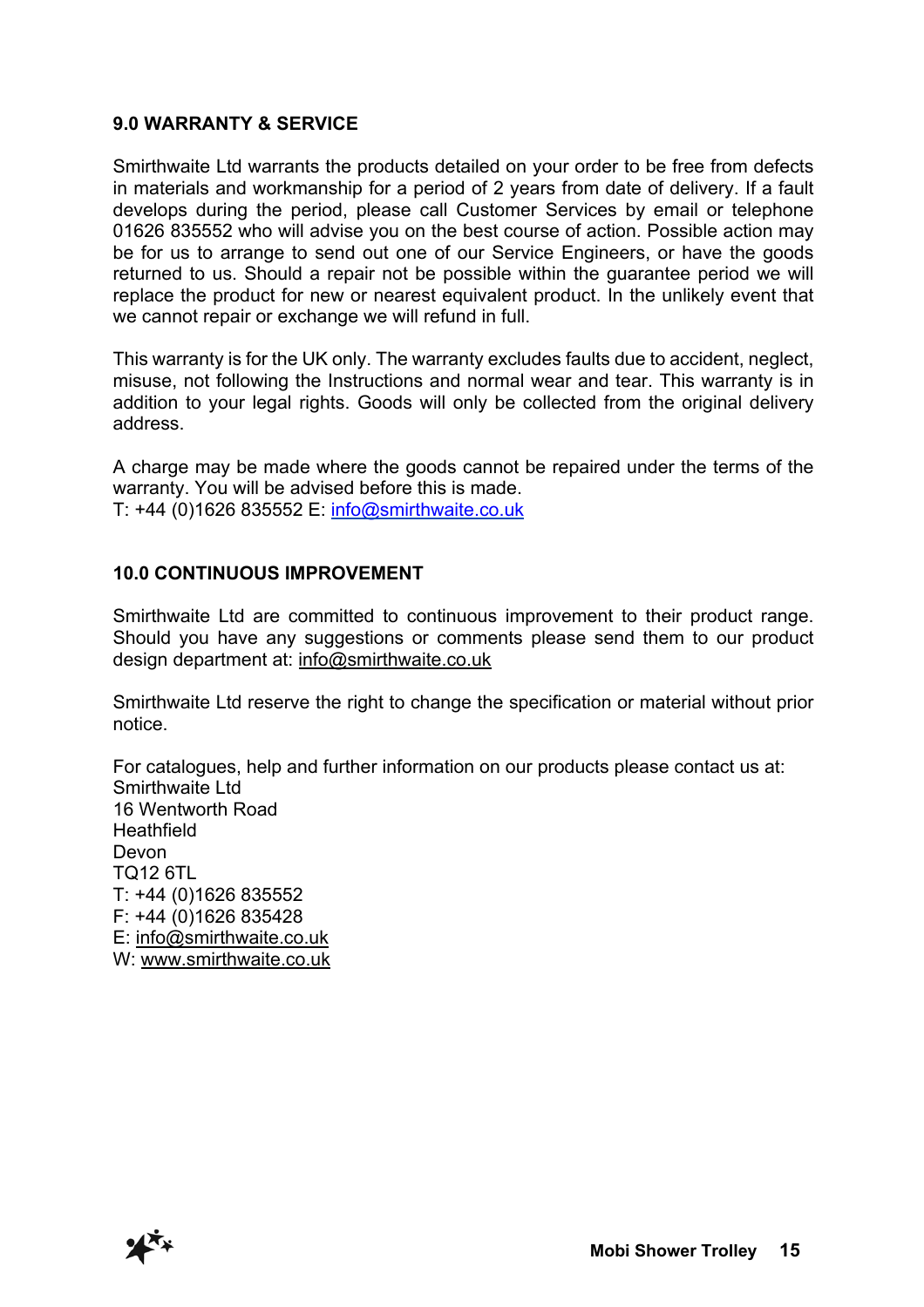## 9.0 WARRANTY & SERVICE

Smirthwaite Ltd warrants the products detailed on your order to be free from defects in materials and workmanship for a period of 2 years from date of delivery. If a fault develops during the period, please call Customer Services by email or telephone 01626 835552 who will advise you on the best course of action. Possible action may be for us to arrange to send out one of our Service Engineers, or have the goods returned to us. Should a repair not be possible within the guarantee period we will replace the product for new or nearest equivalent product. In the unlikely event that we cannot repair or exchange we will refund in full.

This warranty is for the UK only. The warranty excludes faults due to accident, neglect, misuse, not following the Instructions and normal wear and tear. This warranty is in addition to your legal rights. Goods will only be collected from the original delivery address.

A charge may be made where the goods cannot be repaired under the terms of the warranty. You will be advised before this is made.
T: +44 (0)1626 835552 E: info@smirthwaite.co.uk

## 10.0 CONTINUOUS IMPROVEMENT

Smirthwaite Ltd are committed to continuous improvement to their product range. Should you have any suggestions or comments please send them to our product design department at: info@smirthwaite.co.uk

Smirthwaite Ltd reserve the right to change the specification or material without prior notice.

For catalogues, help and further information on our products please contact us at:
Smirthwaite Ltd
16 Wentworth Road
Heathfield
Devon
TQ12 6TL
T: +44 (0)1626 835552
F: +44 (0)1626 835428
E: info@smirthwaite.co.uk
W: www.smirthwaite.co.uk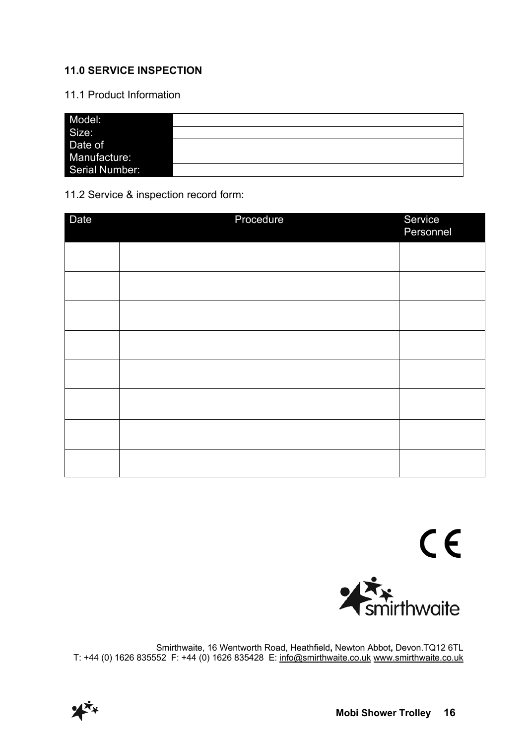## 11.0 SERVICE INSPECTION

11.1 Product Information

| | |
|---|---|
| Model: | |
| Size: | |
| Date of Manufacture: | |
| Serial Number: | |

11.2 Service & inspection record form:

| Date | Procedure | Service Personnel |
|---|---|---|
| | | |
| | | |
| | | |
| | | |
| | | |
| | | |
| | | |
| | | |

CE

smirthwaite

Smirthwaite, 16 Wentworth Road, Heathfield, Newton Abbot, Devon.TQ12 6TL
T: +44 (0) 1626 835552 F: +44 (0) 1626 835428 E: info@smirthwaite.co.uk www.smirthwaite.co.uk